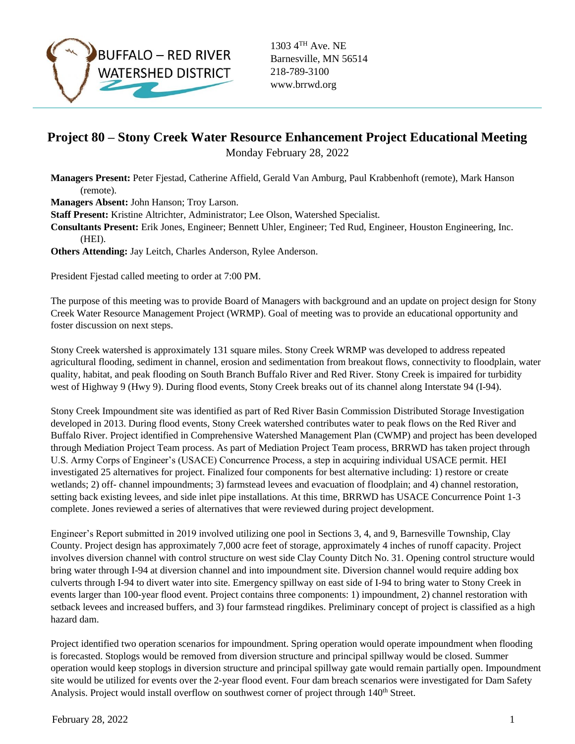BUFFALO – RED RIVER WATERSHED DISTRICT

1303 4TH Ave. NE
Barnesville, MN 56514
218-789-3100
www.brrwd.org

# Project 80 – Stony Creek Water Resource Enhancement Project Educational Meeting

Monday February 28, 2022

**Managers Present:** Peter Fjestad, Catherine Affield, Gerald Van Amburg, Paul Krabbenhoft (remote), Mark Hanson (remote).
**Managers Absent:** John Hanson; Troy Larson.
**Staff Present:** Kristine Altrichter, Administrator; Lee Olson, Watershed Specialist.
**Consultants Present:** Erik Jones, Engineer; Bennett Uhler, Engineer; Ted Rud, Engineer, Houston Engineering, Inc. (HEI).
**Others Attending:** Jay Leitch, Charles Anderson, Rylee Anderson.

President Fjestad called meeting to order at 7:00 PM.

The purpose of this meeting was to provide Board of Managers with background and an update on project design for Stony Creek Water Resource Management Project (WRMP). Goal of meeting was to provide an educational opportunity and foster discussion on next steps.

Stony Creek watershed is approximately 131 square miles. Stony Creek WRMP was developed to address repeated agricultural flooding, sediment in channel, erosion and sedimentation from breakout flows, connectivity to floodplain, water quality, habitat, and peak flooding on South Branch Buffalo River and Red River. Stony Creek is impaired for turbidity west of Highway 9 (Hwy 9). During flood events, Stony Creek breaks out of its channel along Interstate 94 (I-94).

Stony Creek Impoundment site was identified as part of Red River Basin Commission Distributed Storage Investigation developed in 2013. During flood events, Stony Creek watershed contributes water to peak flows on the Red River and Buffalo River. Project identified in Comprehensive Watershed Management Plan (CWMP) and project has been developed through Mediation Project Team process. As part of Mediation Project Team process, BRRWD has taken project through U.S. Army Corps of Engineer's (USACE) Concurrence Process, a step in acquiring individual USACE permit. HEI investigated 25 alternatives for project. Finalized four components for best alternative including: 1) restore or create wetlands; 2) off- channel impoundments; 3) farmstead levees and evacuation of floodplain; and 4) channel restoration, setting back existing levees, and side inlet pipe installations. At this time, BRRWD has USACE Concurrence Point 1-3 complete. Jones reviewed a series of alternatives that were reviewed during project development.

Engineer's Report submitted in 2019 involved utilizing one pool in Sections 3, 4, and 9, Barnesville Township, Clay County. Project design has approximately 7,000 acre feet of storage, approximately 4 inches of runoff capacity. Project involves diversion channel with control structure on west side Clay County Ditch No. 31. Opening control structure would bring water through I-94 at diversion channel and into impoundment site. Diversion channel would require adding box culverts through I-94 to divert water into site. Emergency spillway on east side of I-94 to bring water to Stony Creek in events larger than 100-year flood event. Project contains three components: 1) impoundment, 2) channel restoration with setback levees and increased buffers, and 3) four farmstead ringdikes. Preliminary concept of project is classified as a high hazard dam.

Project identified two operation scenarios for impoundment. Spring operation would operate impoundment when flooding is forecasted. Stoplogs would be removed from diversion structure and principal spillway would be closed. Summer operation would keep stoplogs in diversion structure and principal spillway gate would remain partially open. Impoundment site would be utilized for events over the 2-year flood event. Four dam breach scenarios were investigated for Dam Safety Analysis. Project would install overflow on southwest corner of project through 140th Street.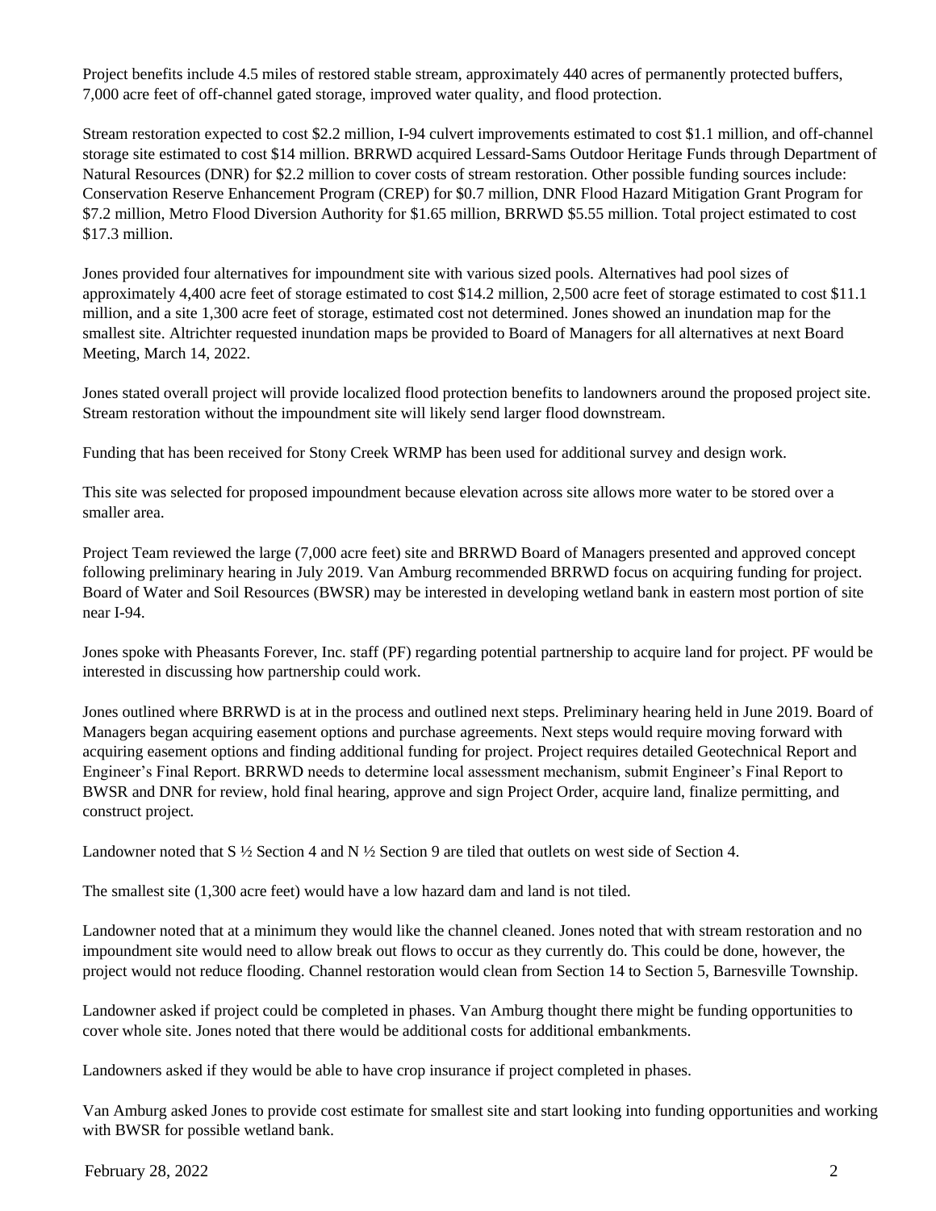Project benefits include 4.5 miles of restored stable stream, approximately 440 acres of permanently protected buffers, 7,000 acre feet of off-channel gated storage, improved water quality, and flood protection.

Stream restoration expected to cost $2.2 million, I-94 culvert improvements estimated to cost $1.1 million, and off-channel storage site estimated to cost $14 million. BRRWD acquired Lessard-Sams Outdoor Heritage Funds through Department of Natural Resources (DNR) for $2.2 million to cover costs of stream restoration. Other possible funding sources include: Conservation Reserve Enhancement Program (CREP) for $0.7 million, DNR Flood Hazard Mitigation Grant Program for $7.2 million, Metro Flood Diversion Authority for $1.65 million, BRRWD $5.55 million. Total project estimated to cost $17.3 million.

Jones provided four alternatives for impoundment site with various sized pools. Alternatives had pool sizes of approximately 4,400 acre feet of storage estimated to cost $14.2 million, 2,500 acre feet of storage estimated to cost $11.1 million, and a site 1,300 acre feet of storage, estimated cost not determined. Jones showed an inundation map for the smallest site. Altrichter requested inundation maps be provided to Board of Managers for all alternatives at next Board Meeting, March 14, 2022.

Jones stated overall project will provide localized flood protection benefits to landowners around the proposed project site. Stream restoration without the impoundment site will likely send larger flood downstream.

Funding that has been received for Stony Creek WRMP has been used for additional survey and design work.

This site was selected for proposed impoundment because elevation across site allows more water to be stored over a smaller area.

Project Team reviewed the large (7,000 acre feet) site and BRRWD Board of Managers presented and approved concept following preliminary hearing in July 2019. Van Amburg recommended BRRWD focus on acquiring funding for project. Board of Water and Soil Resources (BWSR) may be interested in developing wetland bank in eastern most portion of site near I-94.

Jones spoke with Pheasants Forever, Inc. staff (PF) regarding potential partnership to acquire land for project. PF would be interested in discussing how partnership could work.

Jones outlined where BRRWD is at in the process and outlined next steps. Preliminary hearing held in June 2019. Board of Managers began acquiring easement options and purchase agreements. Next steps would require moving forward with acquiring easement options and finding additional funding for project. Project requires detailed Geotechnical Report and Engineer's Final Report. BRRWD needs to determine local assessment mechanism, submit Engineer's Final Report to BWSR and DNR for review, hold final hearing, approve and sign Project Order, acquire land, finalize permitting, and construct project.

Landowner noted that S ½ Section 4 and N ½ Section 9 are tiled that outlets on west side of Section 4.

The smallest site (1,300 acre feet) would have a low hazard dam and land is not tiled.

Landowner noted that at a minimum they would like the channel cleaned. Jones noted that with stream restoration and no impoundment site would need to allow break out flows to occur as they currently do. This could be done, however, the project would not reduce flooding. Channel restoration would clean from Section 14 to Section 5, Barnesville Township.

Landowner asked if project could be completed in phases. Van Amburg thought there might be funding opportunities to cover whole site. Jones noted that there would be additional costs for additional embankments.

Landowners asked if they would be able to have crop insurance if project completed in phases.

Van Amburg asked Jones to provide cost estimate for smallest site and start looking into funding opportunities and working with BWSR for possible wetland bank.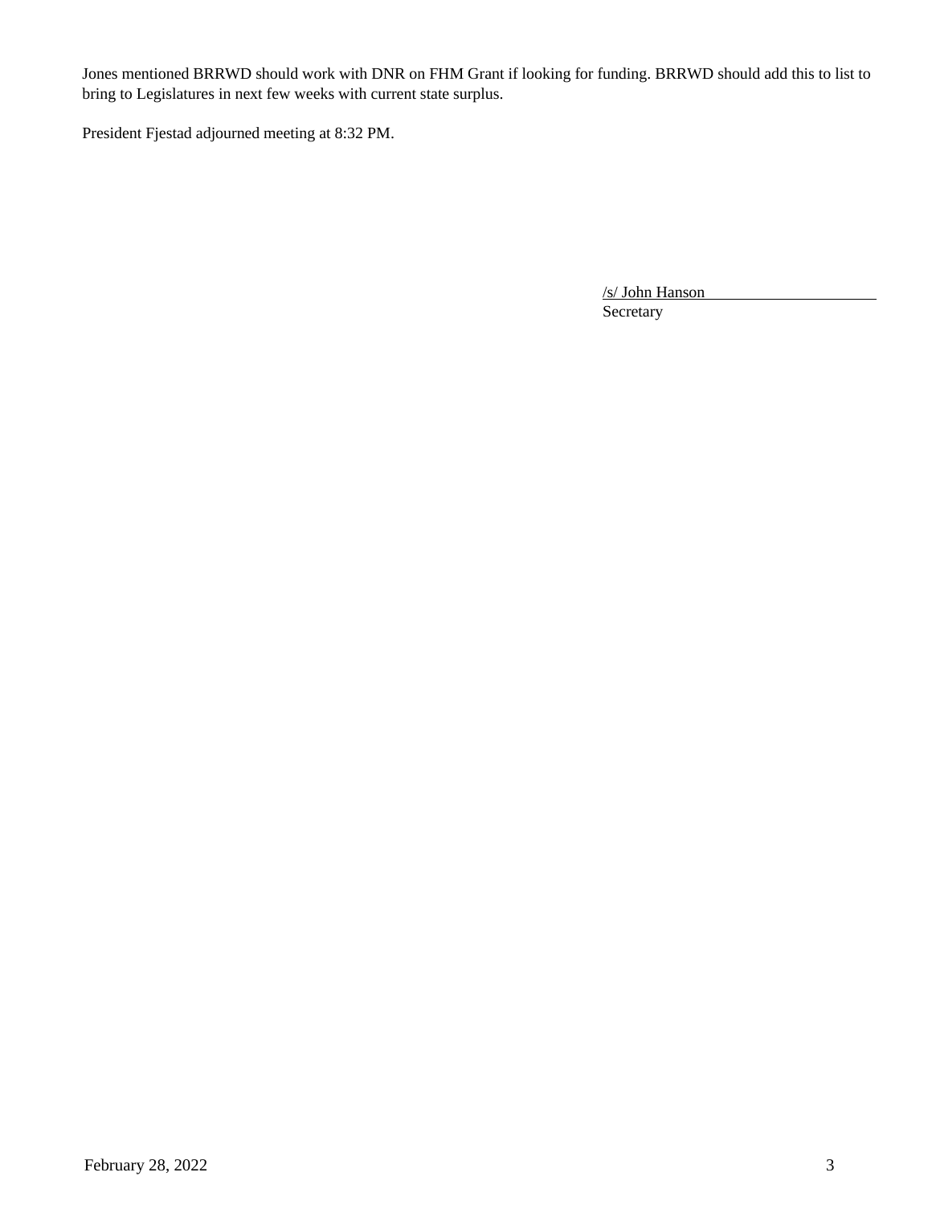Jones mentioned BRRWD should work with DNR on FHM Grant if looking for funding. BRRWD should add this to list to bring to Legislatures in next few weeks with current state surplus.

President Fjestad adjourned meeting at 8:32 PM.

/s/ John Hanson
Secretary